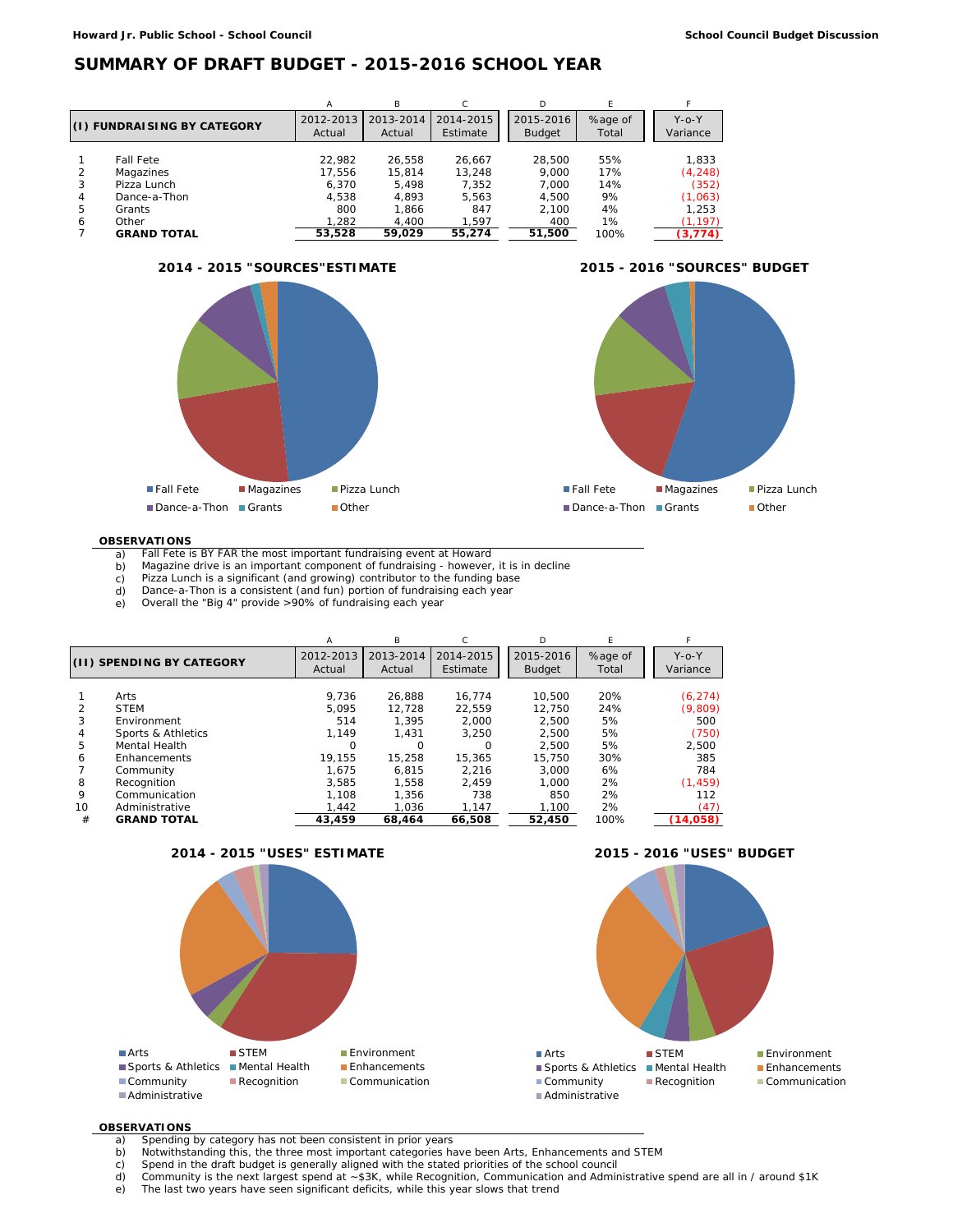Howard Jr. Public School - School Council

School Council Budget Discussion

# SUMMARY OF DRAFT BUDGET - 2015-2016 SCHOOL YEAR

| | (I) FUNDRAISING BY CATEGORY | A<br>2012-2013 Actual | B<br>2013-2014 Actual | C<br>2014-2015 Estimate | D<br>2015-2016 Budget | E<br>%age of Total | F<br>Y-o-Y Variance |
|---|---|---|---|---|---|---|---|
| 1 | Fall Fete | 22,982 | 26,558 | 26,667 | 28,500 | 55% | 1,833 |
| 2 | Magazines | 17,556 | 15,814 | 13,248 | 9,000 | 17% | (4,248) |
| 3 | Pizza Lunch | 6,370 | 5,498 | 7,352 | 7,000 | 14% | (352) |
| 4 | Dance-a-Thon | 4,538 | 4,893 | 5,563 | 4,500 | 9% | (1,063) |
| 5 | Grants | 800 | 1,866 | 847 | 2,100 | 4% | 1,253 |
| 6 | Other | 1,282 | 4,400 | 1,597 | 400 | 1% | (1,197) |
| 7 | **GRAND TOTAL** | **53,528** | **59,029** | **55,274** | **51,500** | 100% | **(3,774)** |

**2014 - 2015 "SOURCES"ESTIMATE**

**2015 - 2016 "SOURCES" BUDGET**

Legend: Fall Fete, Magazines, Pizza Lunch, Dance-a-Thon, Grants, Other

**OBSERVATIONS**

a) Fall Fete is BY FAR the most important fundraising event at Howard
b) Magazine drive is an important component of fundraising - however, it is in decline
c) Pizza Lunch is a significant (and growing) contributor to the funding base
d) Dance-a-Thon is a consistent (and fun) portion of fundraising each year
e) Overall the "Big 4" provide >90% of fundraising each year

| | (II) SPENDING BY CATEGORY | A<br>2012-2013 Actual | B<br>2013-2014 Actual | C<br>2014-2015 Estimate | D<br>2015-2016 Budget | E<br>%age of Total | F<br>Y-o-Y Variance |
|---|---|---|---|---|---|---|---|
| 1 | Arts | 9,736 | 26,888 | 16,774 | 10,500 | 20% | (6,274) |
| 2 | STEM | 5,095 | 12,728 | 22,559 | 12,750 | 24% | (9,809) |
| 3 | Environment | 514 | 1,395 | 2,000 | 2,500 | 5% | 500 |
| 4 | Sports & Athletics | 1,149 | 1,431 | 3,250 | 2,500 | 5% | (750) |
| 5 | Mental Health | 0 | 0 | 0 | 2,500 | 5% | 2,500 |
| 6 | Enhancements | 19,155 | 15,258 | 15,365 | 15,750 | 30% | 385 |
| 7 | Community | 1,675 | 6,815 | 2,216 | 3,000 | 6% | 784 |
| 8 | Recognition | 3,585 | 1,558 | 2,459 | 1,000 | 2% | (1,459) |
| 9 | Communication | 1,108 | 1,356 | 738 | 850 | 2% | 112 |
| 10 | Administrative | 1,442 | 1,036 | 1,147 | 1,100 | 2% | (47) |
| # | **GRAND TOTAL** | **43,459** | **68,464** | **66,508** | **52,450** | 100% | **(14,058)** |

**2014 - 2015 "USES" ESTIMATE**

**2015 - 2016 "USES" BUDGET**

Legend: Arts, STEM, Environment, Sports & Athletics, Mental Health, Enhancements, Community, Recognition, Communication, Administrative

**OBSERVATIONS**

a) Spending by category has not been consistent in prior years
b) Notwithstanding this, the three most important categories have been Arts, Enhancements and STEM
c) Spend in the draft budget is generally aligned with the stated priorities of the school council
d) Community is the next largest spend at ~$3K, while Recognition, Communication and Administrative spend are all in / around $1K
e) The last two years have seen significant deficits, while this year slows that trend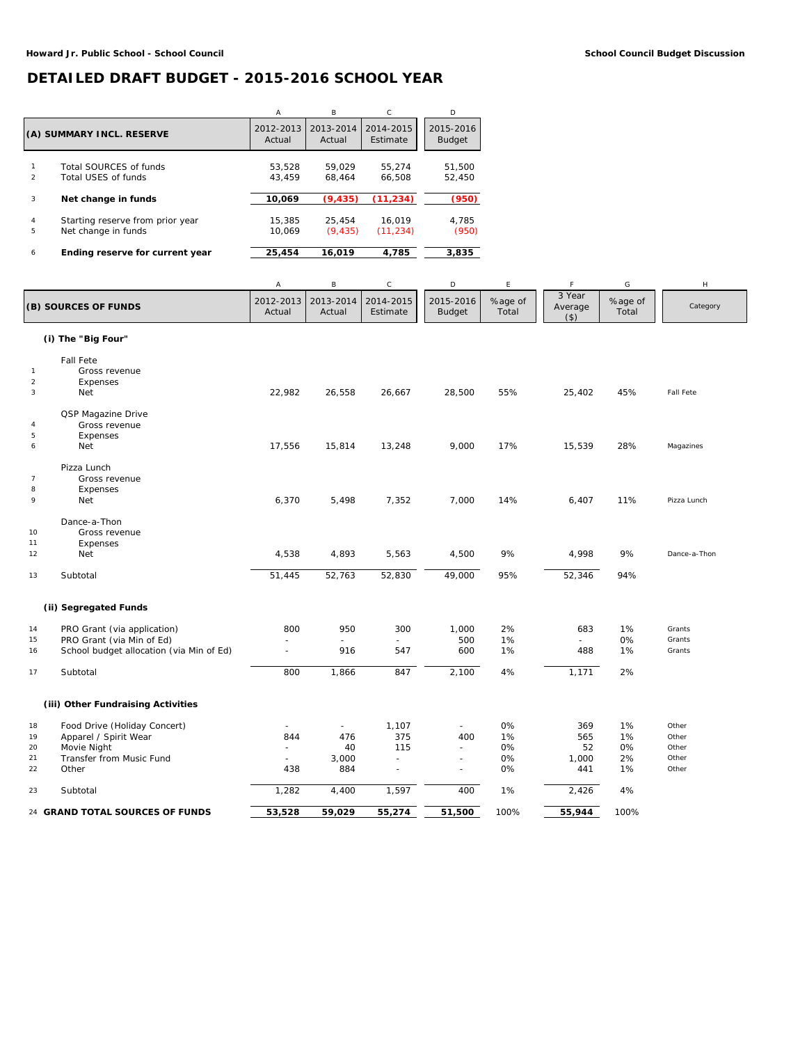**Howard Jr. Public School - School Council**

**School Council Budget Discussion**

# DETAILED DRAFT BUDGET - 2015-2016 SCHOOL YEAR

| | | A | B | C | D |
|---|---|---|---|---|---|
| | **(A) SUMMARY INCL. RESERVE** | 2012-2013 Actual | 2013-2014 Actual | 2014-2015 Estimate | 2015-2016 Budget |
| 1 | Total SOURCES of funds | 53,528 | 59,029 | 55,274 | 51,500 |
| 2 | Total USES of funds | 43,459 | 68,464 | 66,508 | 52,450 |
| 3 | **Net change in funds** | **10,069** | **(9,435)** | **(11,234)** | **(950)** |
| 4 | Starting reserve from prior year | 15,385 | 25,454 | 16,019 | 4,785 |
| 5 | Net change in funds | 10,069 | (9,435) | (11,234) | (950) |
| 6 | **Ending reserve for current year** | **25,454** | **16,019** | **4,785** | **3,835** |

| | | A | B | C | D | E | F | G | H |
|---|---|---|---|---|---|---|---|---|---|
| | **(B) SOURCES OF FUNDS** | 2012-2013 Actual | 2013-2014 Actual | 2014-2015 Estimate | 2015-2016 Budget | %age of Total | 3 Year Average ($) | %age of Total | Category |
| | **(i) The "Big Four"** | | | | | | | | |
| | Fall Fete | | | | | | | | |
| 1 | Gross revenue | | | | | | | | |
| 2 | Expenses | | | | | | | | |
| 3 | Net | 22,982 | 26,558 | 26,667 | 28,500 | 55% | 25,402 | 45% | Fall Fete |
| | QSP Magazine Drive | | | | | | | | |
| 4 | Gross revenue | | | | | | | | |
| 5 | Expenses | | | | | | | | |
| 6 | Net | 17,556 | 15,814 | 13,248 | 9,000 | 17% | 15,539 | 28% | Magazines |
| | Pizza Lunch | | | | | | | | |
| 7 | Gross revenue | | | | | | | | |
| 8 | Expenses | | | | | | | | |
| 9 | Net | 6,370 | 5,498 | 7,352 | 7,000 | 14% | 6,407 | 11% | Pizza Lunch |
| | Dance-a-Thon | | | | | | | | |
| 10 | Gross revenue | | | | | | | | |
| 11 | Expenses | | | | | | | | |
| 12 | Net | 4,538 | 4,893 | 5,563 | 4,500 | 9% | 4,998 | 9% | Dance-a-Thon |
| 13 | Subtotal | 51,445 | 52,763 | 52,830 | 49,000 | 95% | 52,346 | 94% | |
| | **(ii) Segregated Funds** | | | | | | | | |
| 14 | PRO Grant (via application) | 800 | 950 | 300 | 1,000 | 2% | 683 | 1% | Grants |
| 15 | PRO Grant (via Min of Ed) | - | - | - | 500 | 1% | - | 0% | Grants |
| 16 | School budget allocation (via Min of Ed) | - | 916 | 547 | 600 | 1% | 488 | 1% | Grants |
| 17 | Subtotal | 800 | 1,866 | 847 | 2,100 | 4% | 1,171 | 2% | |
| | **(iii) Other Fundraising Activities** | | | | | | | | |
| 18 | Food Drive (Holiday Concert) | - | - | 1,107 | - | 0% | 369 | 1% | Other |
| 19 | Apparel / Spirit Wear | 844 | 476 | 375 | 400 | 1% | 565 | 1% | Other |
| 20 | Movie Night | - | 40 | 115 | - | 0% | 52 | 0% | Other |
| 21 | Transfer from Music Fund | - | 3,000 | - | - | 0% | 1,000 | 2% | Other |
| 22 | Other | 438 | 884 | - | - | 0% | 441 | 1% | Other |
| 23 | Subtotal | 1,282 | 4,400 | 1,597 | 400 | 1% | 2,426 | 4% | |
| 24 | **GRAND TOTAL SOURCES OF FUNDS** | **53,528** | **59,029** | **55,274** | **51,500** | 100% | **55,944** | 100% | |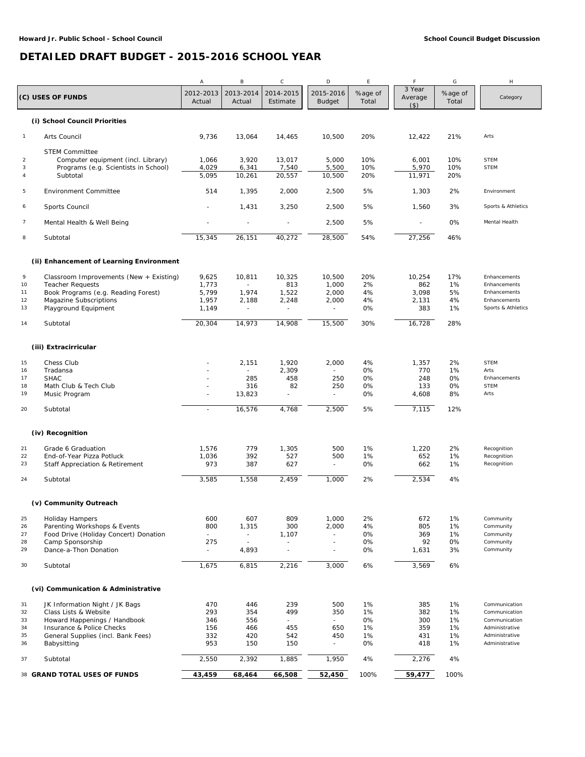**Howard Jr. Public School - School Council** **School Council Budget Discussion**

# DETAILED DRAFT BUDGET - 2015-2016 SCHOOL YEAR

| | | A | B | C | D | E | F | G | H |
|---|---|---|---|---|---|---|---|---|---|
| | **(C) USES OF FUNDS** | 2012-2013 Actual | 2013-2014 Actual | 2014-2015 Estimate | 2015-2016 Budget | %age of Total | 3 Year Average ($) | %age of Total | Category |
| | **(i) School Council Priorities** | | | | | | | | |
| 1 | Arts Council | 9,736 | 13,064 | 14,465 | 10,500 | 20% | 12,422 | 21% | Arts |
| | STEM Committee | | | | | | | | |
| 2 | Computer equipment (incl. Library) | 1,066 | 3,920 | 13,017 | 5,000 | 10% | 6,001 | 10% | STEM |
| 3 | Programs (e.g. Scientists in School) | 4,029 | 6,341 | 7,540 | 5,500 | 10% | 5,970 | 10% | STEM |
| 4 | Subtotal | 5,095 | 10,261 | 20,557 | 10,500 | 20% | 11,971 | 20% | |
| 5 | Environment Committee | 514 | 1,395 | 2,000 | 2,500 | 5% | 1,303 | 2% | Environment |
| 6 | Sports Council | - | 1,431 | 3,250 | 2,500 | 5% | 1,560 | 3% | Sports & Athletics |
| 7 | Mental Health & Well Being | - | - | - | 2,500 | 5% | - | 0% | Mental Health |
| 8 | Subtotal | 15,345 | 26,151 | 40,272 | 28,500 | 54% | 27,256 | 46% | |
| | **(ii) Enhancement of Learning Environment** | | | | | | | | |
| 9 | Classroom Improvements (New + Existing) | 9,625 | 10,811 | 10,325 | 10,500 | 20% | 10,254 | 17% | Enhancements |
| 10 | Teacher Requests | 1,773 | - | 813 | 1,000 | 2% | 862 | 1% | Enhancements |
| 11 | Book Programs (e.g. Reading Forest) | 5,799 | 1,974 | 1,522 | 2,000 | 4% | 3,098 | 5% | Enhancements |
| 12 | Magazine Subscriptions | 1,957 | 2,188 | 2,248 | 2,000 | 4% | 2,131 | 4% | Enhancements |
| 13 | Playground Equipment | 1,149 | - | - | - | 0% | 383 | 1% | Sports & Athletics |
| 14 | Subtotal | 20,304 | 14,973 | 14,908 | 15,500 | 30% | 16,728 | 28% | |
| | **(iii) Extracirricular** | | | | | | | | |
| 15 | Chess Club | - | 2,151 | 1,920 | 2,000 | 4% | 1,357 | 2% | STEM |
| 16 | Tradansa | - | - | 2,309 | - | 0% | 770 | 1% | Arts |
| 17 | SHAC | - | 285 | 458 | 250 | 0% | 248 | 0% | Enhancements |
| 18 | Math Club & Tech Club | - | 316 | 82 | 250 | 0% | 133 | 0% | STEM |
| 19 | Music Program | - | 13,823 | - | - | 0% | 4,608 | 8% | Arts |
| 20 | Subtotal | - | 16,576 | 4,768 | 2,500 | 5% | 7,115 | 12% | |
| | **(iv) Recognition** | | | | | | | | |
| 21 | Grade 6 Graduation | 1,576 | 779 | 1,305 | 500 | 1% | 1,220 | 2% | Recognition |
| 22 | End-of-Year Pizza Potluck | 1,036 | 392 | 527 | 500 | 1% | 652 | 1% | Recognition |
| 23 | Staff Appreciation & Retirement | 973 | 387 | 627 | - | 0% | 662 | 1% | Recognition |
| 24 | Subtotal | 3,585 | 1,558 | 2,459 | 1,000 | 2% | 2,534 | 4% | |
| | **(v) Community Outreach** | | | | | | | | |
| 25 | Holiday Hampers | 600 | 607 | 809 | 1,000 | 2% | 672 | 1% | Community |
| 26 | Parenting Workshops & Events | 800 | 1,315 | 300 | 2,000 | 4% | 805 | 1% | Community |
| 27 | Food Drive (Holiday Concert) Donation | - | - | 1,107 | - | 0% | 369 | 1% | Community |
| 28 | Camp Sponsorship | 275 | - | - | - | 0% | 92 | 0% | Community |
| 29 | Dance-a-Thon Donation | - | 4,893 | - | - | 0% | 1,631 | 3% | Community |
| 30 | Subtotal | 1,675 | 6,815 | 2,216 | 3,000 | 6% | 3,569 | 6% | |
| | **(vi) Communication & Administrative** | | | | | | | | |
| 31 | JK Information Night / JK Bags | 470 | 446 | 239 | 500 | 1% | 385 | 1% | Communication |
| 32 | Class Lists & Website | 293 | 354 | 499 | 350 | 1% | 382 | 1% | Communication |
| 33 | Howard Happenings / Handbook | 346 | 556 | - | - | 0% | 300 | 1% | Communication |
| 34 | Insurance & Police Checks | 156 | 466 | 455 | 650 | 1% | 359 | 1% | Administrative |
| 35 | General Supplies (incl. Bank Fees) | 332 | 420 | 542 | 450 | 1% | 431 | 1% | Administrative |
| 36 | Babysitting | 953 | 150 | 150 | - | 0% | 418 | 1% | Administrative |
| 37 | Subtotal | 2,550 | 2,392 | 1,885 | 1,950 | 4% | 2,276 | 4% | |
| 38 | **GRAND TOTAL USES OF FUNDS** | **43,459** | **68,464** | **66,508** | **52,450** | 100% | **59,477** | 100% | |